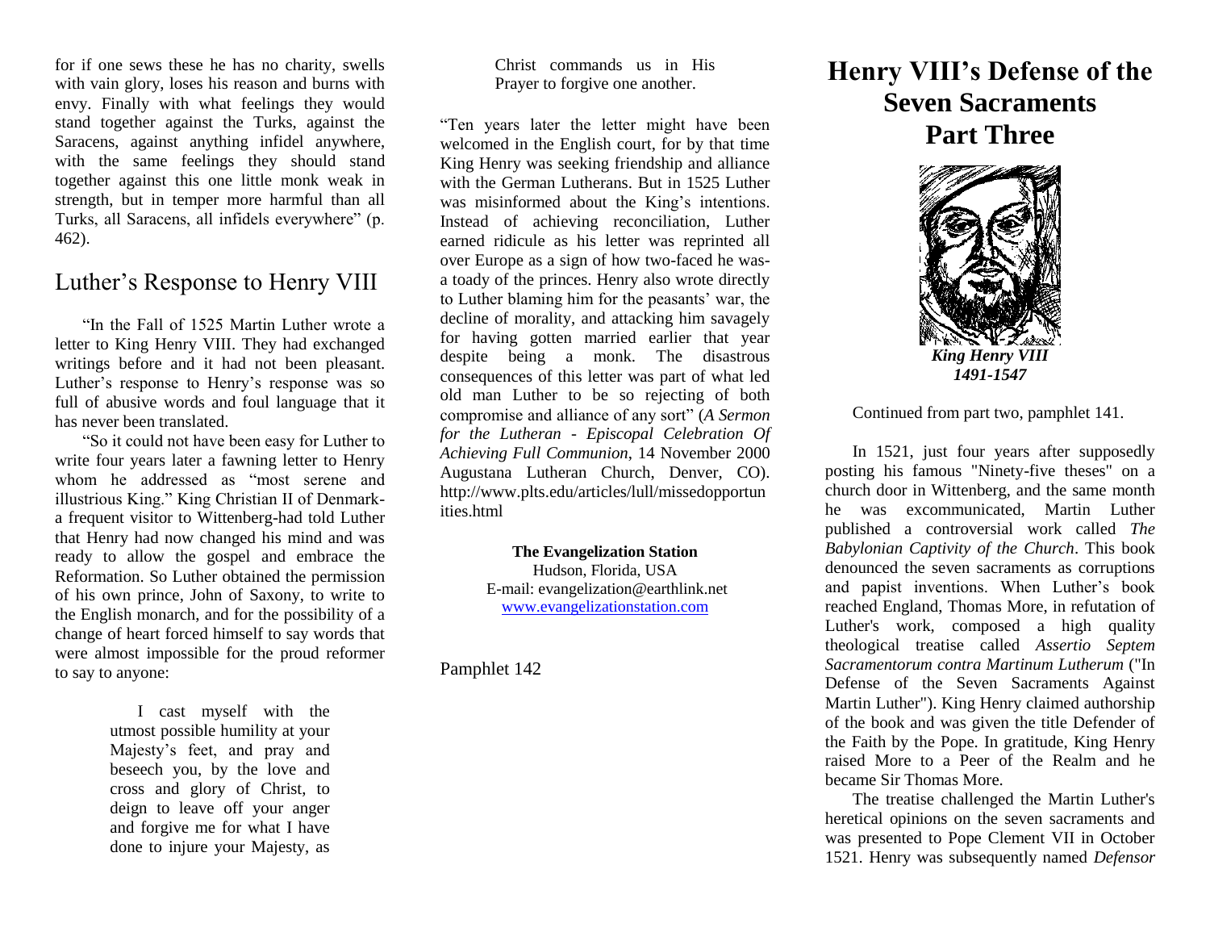# Henry VIII's Defense of the Seven Sacraments Part Three

*King Henry VIII*
*1491-1547*

Continued from part two, pamphlet 141.

In 1521, just four years after supposedly posting his famous "Ninety-five theses" on a church door in Wittenberg, and the same month he was excommunicated, Martin Luther published a controversial work called *The Babylonian Captivity of the Church*. This book denounced the seven sacraments as corruptions and papist inventions. When Luther's book reached England, Thomas More, in refutation of Luther's work, composed a high quality theological treatise called *Assertio Septem Sacramentorum contra Martinum Lutherum* ("In Defense of the Seven Sacraments Against Martin Luther"). King Henry claimed authorship of the book and was given the title Defender of the Faith by the Pope. In gratitude, King Henry raised More to a Peer of the Realm and he became Sir Thomas More.

The treatise challenged the Martin Luther's heretical opinions on the seven sacraments and was presented to Pope Clement VII in October 1521. Henry was subsequently named *Defensor*

for if one sews these he has no charity, swells with vain glory, loses his reason and burns with envy. Finally with what feelings they would stand together against the Turks, against the Saracens, against anything infidel anywhere, with the same feelings they should stand together against this one little monk weak in strength, but in temper more harmful than all Turks, all Saracens, all infidels everywhere" (p. 462).

## Luther's Response to Henry VIII

"In the Fall of 1525 Martin Luther wrote a letter to King Henry VIII. They had exchanged writings before and it had not been pleasant. Luther's response to Henry's response was so full of abusive words and foul language that it has never been translated.

"So it could not have been easy for Luther to write four years later a fawning letter to Henry whom he addressed as "most serene and illustrious King." King Christian II of Denmark-a frequent visitor to Wittenberg-had told Luther that Henry had now changed his mind and was ready to allow the gospel and embrace the Reformation. So Luther obtained the permission of his own prince, John of Saxony, to write to the English monarch, and for the possibility of a change of heart forced himself to say words that were almost impossible for the proud reformer to say to anyone:

> I cast myself with the utmost possible humility at your Majesty's feet, and pray and beseech you, by the love and cross and glory of Christ, to deign to leave off your anger and forgive me for what I have done to injure your Majesty, as Christ commands us in His Prayer to forgive one another.

"Ten years later the letter might have been welcomed in the English court, for by that time King Henry was seeking friendship and alliance with the German Lutherans. But in 1525 Luther was misinformed about the King's intentions. Instead of achieving reconciliation, Luther earned ridicule as his letter was reprinted all over Europe as a sign of how two-faced he was-a toady of the princes. Henry also wrote directly to Luther blaming him for the peasants' war, the decline of morality, and attacking him savagely for having gotten married earlier that year despite being a monk. The disastrous consequences of this letter was part of what led old man Luther to be so rejecting of both compromise and alliance of any sort" (*A Sermon for the Lutheran - Episcopal Celebration Of Achieving Full Communion*, 14 November 2000 Augustana Lutheran Church, Denver, CO). http://www.plts.edu/articles/lull/missedopportunities.html

**The Evangelization Station**
Hudson, Florida, USA
E-mail: evangelization@earthlink.net
www.evangelizationstation.com

Pamphlet 142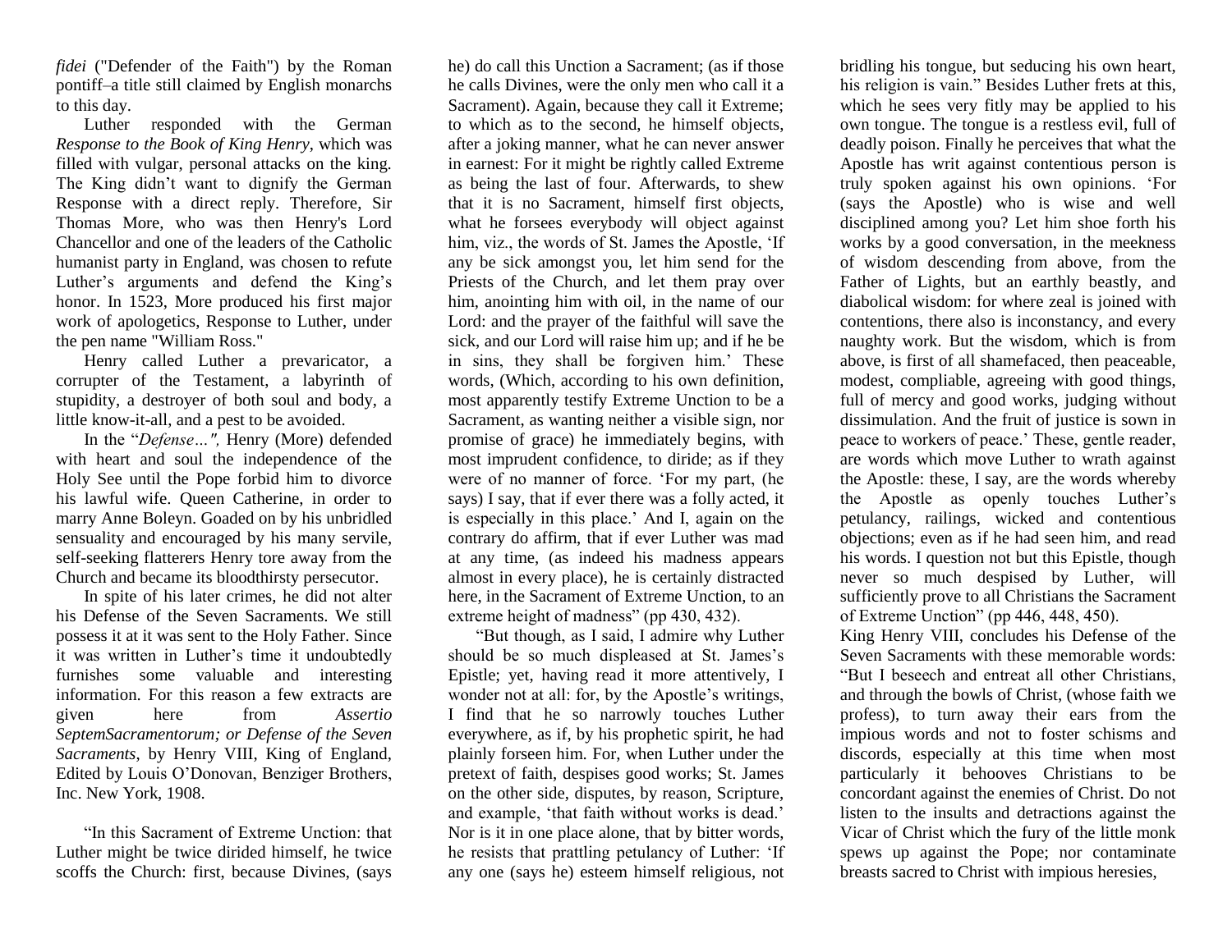*fidei* ("Defender of the Faith") by the Roman pontiff–a title still claimed by English monarchs to this day.

Luther responded with the German *Response to the Book of King Henry*, which was filled with vulgar, personal attacks on the king. The King didn't want to dignify the German Response with a direct reply. Therefore, Sir Thomas More, who was then Henry's Lord Chancellor and one of the leaders of the Catholic humanist party in England, was chosen to refute Luther's arguments and defend the King's honor. In 1523, More produced his first major work of apologetics, Response to Luther, under the pen name "William Ross."

Henry called Luther a prevaricator, a corrupter of the Testament, a labyrinth of stupidity, a destroyer of both soul and body, a little know-it-all, and a pest to be avoided.

In the "*Defense…",* Henry (More) defended with heart and soul the independence of the Holy See until the Pope forbid him to divorce his lawful wife. Queen Catherine, in order to marry Anne Boleyn. Goaded on by his unbridled sensuality and encouraged by his many servile, self-seeking flatterers Henry tore away from the Church and became its bloodthirsty persecutor.

In spite of his later crimes, he did not alter his Defense of the Seven Sacraments. We still possess it at it was sent to the Holy Father. Since it was written in Luther's time it undoubtedly furnishes some valuable and interesting information. For this reason a few extracts are given here from *Assertio SeptemSacramentorum; or Defense of the Seven Sacraments*, by Henry VIII, King of England, Edited by Louis O'Donovan, Benziger Brothers, Inc. New York, 1908.

"In this Sacrament of Extreme Unction: that Luther might be twice dirided himself, he twice scoffs the Church: first, because Divines, (says he) do call this Unction a Sacrament; (as if those he calls Divines, were the only men who call it a Sacrament). Again, because they call it Extreme; to which as to the second, he himself objects, after a joking manner, what he can never answer in earnest: For it might be rightly called Extreme as being the last of four. Afterwards, to shew that it is no Sacrament, himself first objects, what he forsees everybody will object against him, viz., the words of St. James the Apostle, 'If any be sick amongst you, let him send for the Priests of the Church, and let them pray over him, anointing him with oil, in the name of our Lord: and the prayer of the faithful will save the sick, and our Lord will raise him up; and if he be in sins, they shall be forgiven him.' These words, (Which, according to his own definition, most apparently testify Extreme Unction to be a Sacrament, as wanting neither a visible sign, nor promise of grace) he immediately begins, with most imprudent confidence, to diride; as if they were of no manner of force. 'For my part, (he says) I say, that if ever there was a folly acted, it is especially in this place.' And I, again on the contrary do affirm, that if ever Luther was mad at any time, (as indeed his madness appears almost in every place), he is certainly distracted here, in the Sacrament of Extreme Unction, to an extreme height of madness" (pp 430, 432).

"But though, as I said, I admire why Luther should be so much displeased at St. James's Epistle; yet, having read it more attentively, I wonder not at all: for, by the Apostle's writings, I find that he so narrowly touches Luther everywhere, as if, by his prophetic spirit, he had plainly forseen him. For, when Luther under the pretext of faith, despises good works; St. James on the other side, disputes, by reason, Scripture, and example, 'that faith without works is dead.' Nor is it in one place alone, that by bitter words, he resists that prattling petulancy of Luther: 'If any one (says he) esteem himself religious, not bridling his tongue, but seducing his own heart, his religion is vain." Besides Luther frets at this, which he sees very fitly may be applied to his own tongue. The tongue is a restless evil, full of deadly poison. Finally he perceives that what the Apostle has writ against contentious person is truly spoken against his own opinions. 'For (says the Apostle) who is wise and well disciplined among you? Let him shoe forth his works by a good conversation, in the meekness of wisdom descending from above, from the Father of Lights, but an earthly beastly, and diabolical wisdom: for where zeal is joined with contentions, there also is inconstancy, and every naughty work. But the wisdom, which is from above, is first of all shamefaced, then peaceable, modest, compliable, agreeing with good things, full of mercy and good works, judging without dissimulation. And the fruit of justice is sown in peace to workers of peace.' These, gentle reader, are words which move Luther to wrath against the Apostle: these, I say, are the words whereby the Apostle as openly touches Luther's petulancy, railings, wicked and contentious objections; even as if he had seen him, and read his words. I question not but this Epistle, though never so much despised by Luther, will sufficiently prove to all Christians the Sacrament of Extreme Unction" (pp 446, 448, 450).

King Henry VIII, concludes his Defense of the Seven Sacraments with these memorable words: "But I beseech and entreat all other Christians, and through the bowls of Christ, (whose faith we profess), to turn away their ears from the impious words and not to foster schisms and discords, especially at this time when most particularly it behooves Christians to be concordant against the enemies of Christ. Do not listen to the insults and detractions against the Vicar of Christ which the fury of the little monk spews up against the Pope; nor contaminate breasts sacred to Christ with impious heresies,